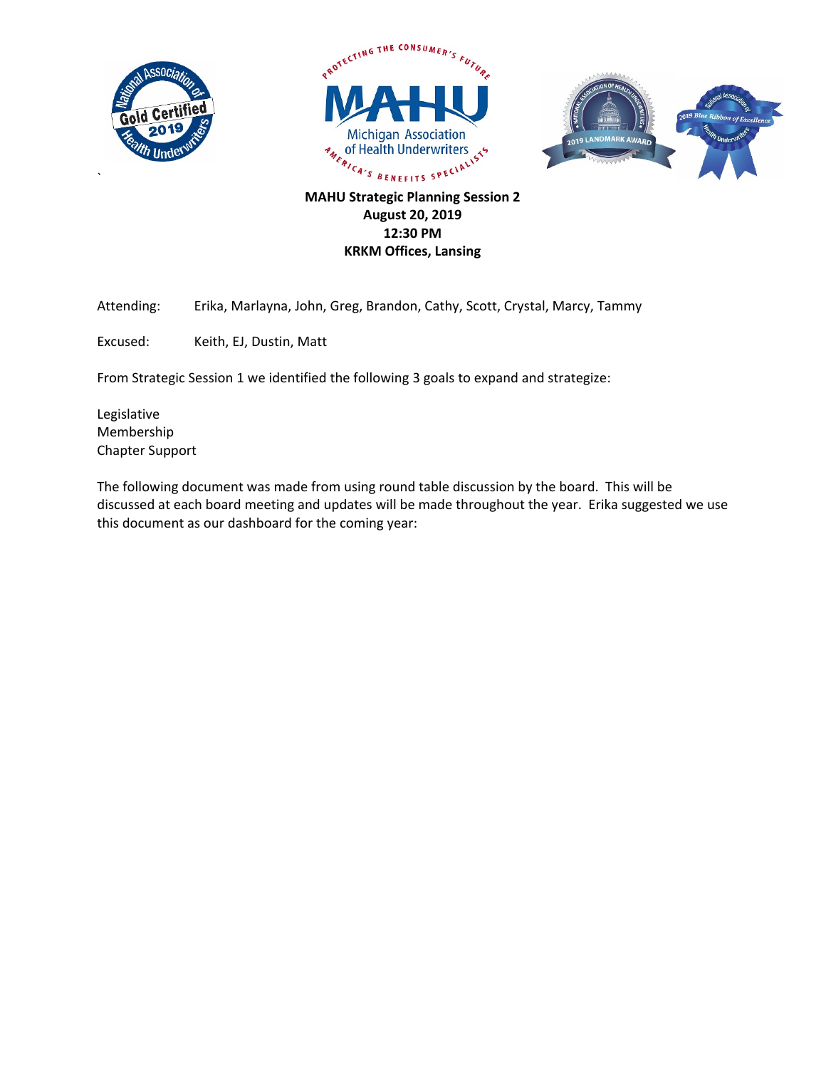**MAHU Strategic Planning Session 2**
**August 20, 2019**
**12:30 PM**
**KRKM Offices, Lansing**

Attending: Erika, Marlayna, John, Greg, Brandon, Cathy, Scott, Crystal, Marcy, Tammy

Excused: Keith, EJ, Dustin, Matt

From Strategic Session 1 we identified the following 3 goals to expand and strategize:

Legislative
Membership
Chapter Support

The following document was made from using round table discussion by the board. This will be discussed at each board meeting and updates will be made throughout the year. Erika suggested we use this document as our dashboard for the coming year: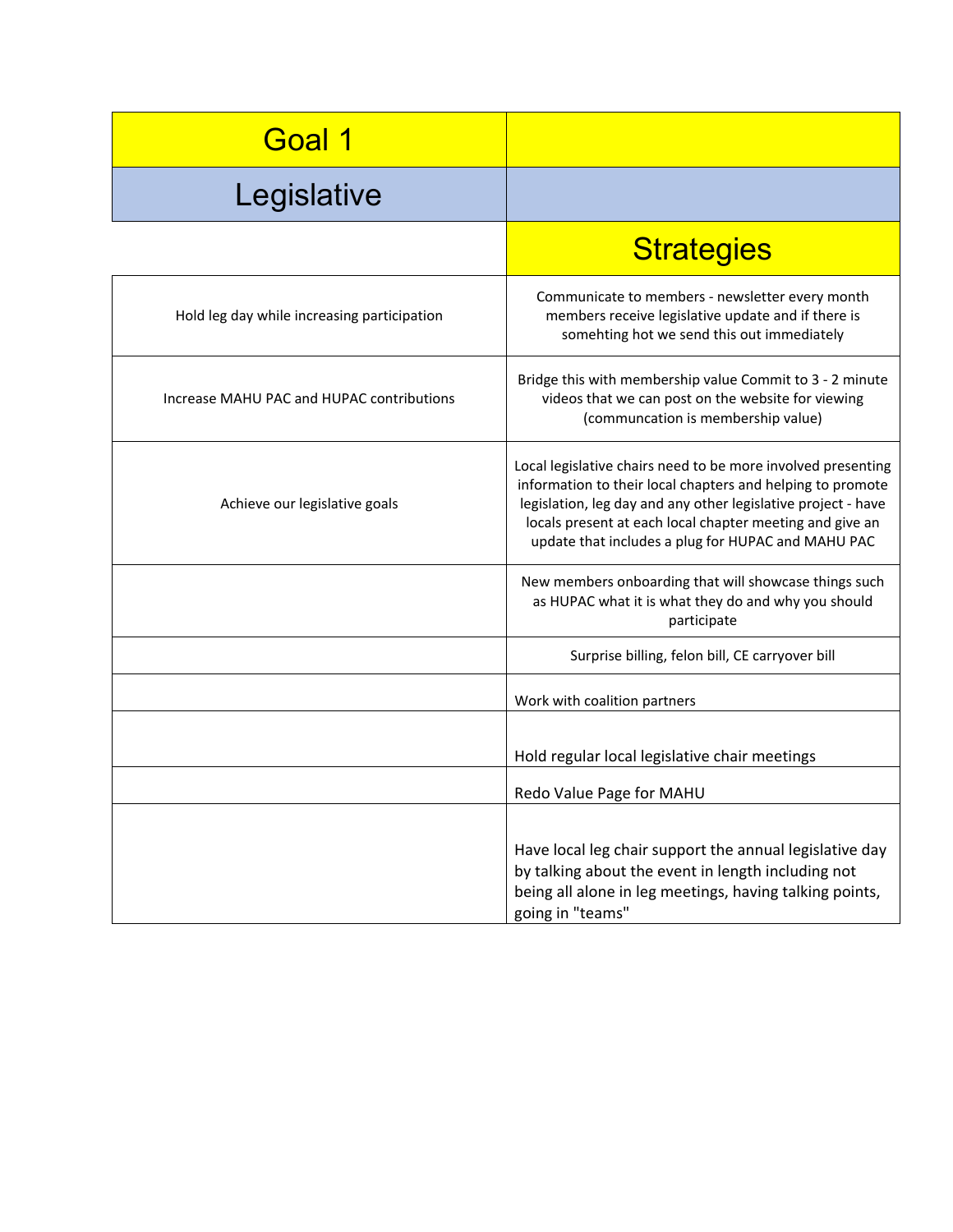| Goal 1 | |
|---|---|
| **Legislative** | |
| | **Strategies** |
| Hold leg day while increasing participation | Communicate to members - newsletter every month members receive legislative update and if there is somehting hot we send this out immediately |
| Increase MAHU PAC and HUPAC contributions | Bridge this with membership value Commit to 3 - 2 minute videos that we can post on the website for viewing (communcation is membership value) |
| Achieve our legislative goals | Local legislative chairs need to be more involved presenting information to their local chapters and helping to promote legislation, leg day and any other legislative project - have locals present at each local chapter meeting and give an update that includes a plug for HUPAC and MAHU PAC |
| | New members onboarding that will showcase things such as HUPAC what it is what they do and why you should participate |
| | Surprise billing, felon bill, CE carryover bill |
| | Work with coalition partners |
| | Hold regular local legislative chair meetings |
| | Redo Value Page for MAHU |
| | Have local leg chair support the annual legislative day by talking about the event in length including not being all alone in leg meetings, having talking points, going in "teams" |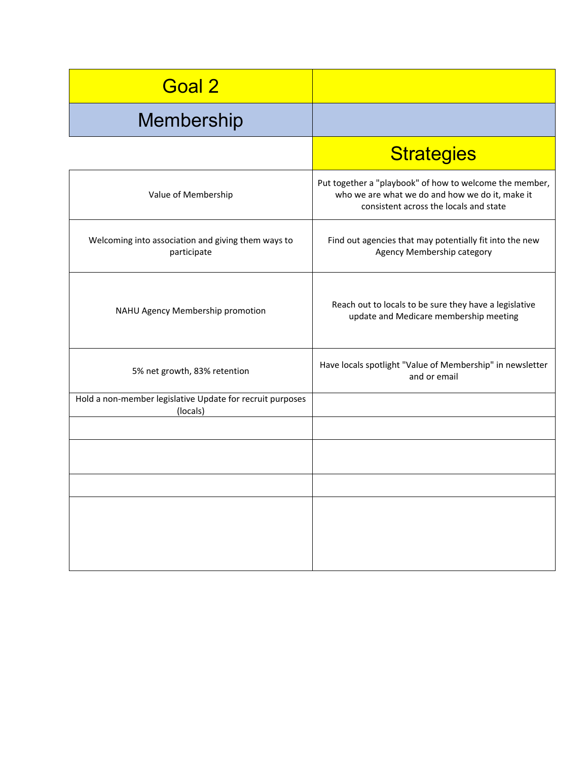| Goal 2 | |
|---|---|
| Membership | |
| | Strategies |
| Value of Membership | Put together a "playbook" of how to welcome the member, who we are what we do and how we do it, make it consistent across the locals and state |
| Welcoming into association and giving them ways to participate | Find out agencies that may potentially fit into the new Agency Membership category |
| NAHU Agency Membership promotion | Reach out to locals to be sure they have a legislative update and Medicare membership meeting |
| 5% net growth, 83% retention | Have locals spotlight "Value of Membership" in newsletter and or email |
| Hold a non-member legislative Update for recruit purposes (locals) | |
| | |
| | |
| | |
| | |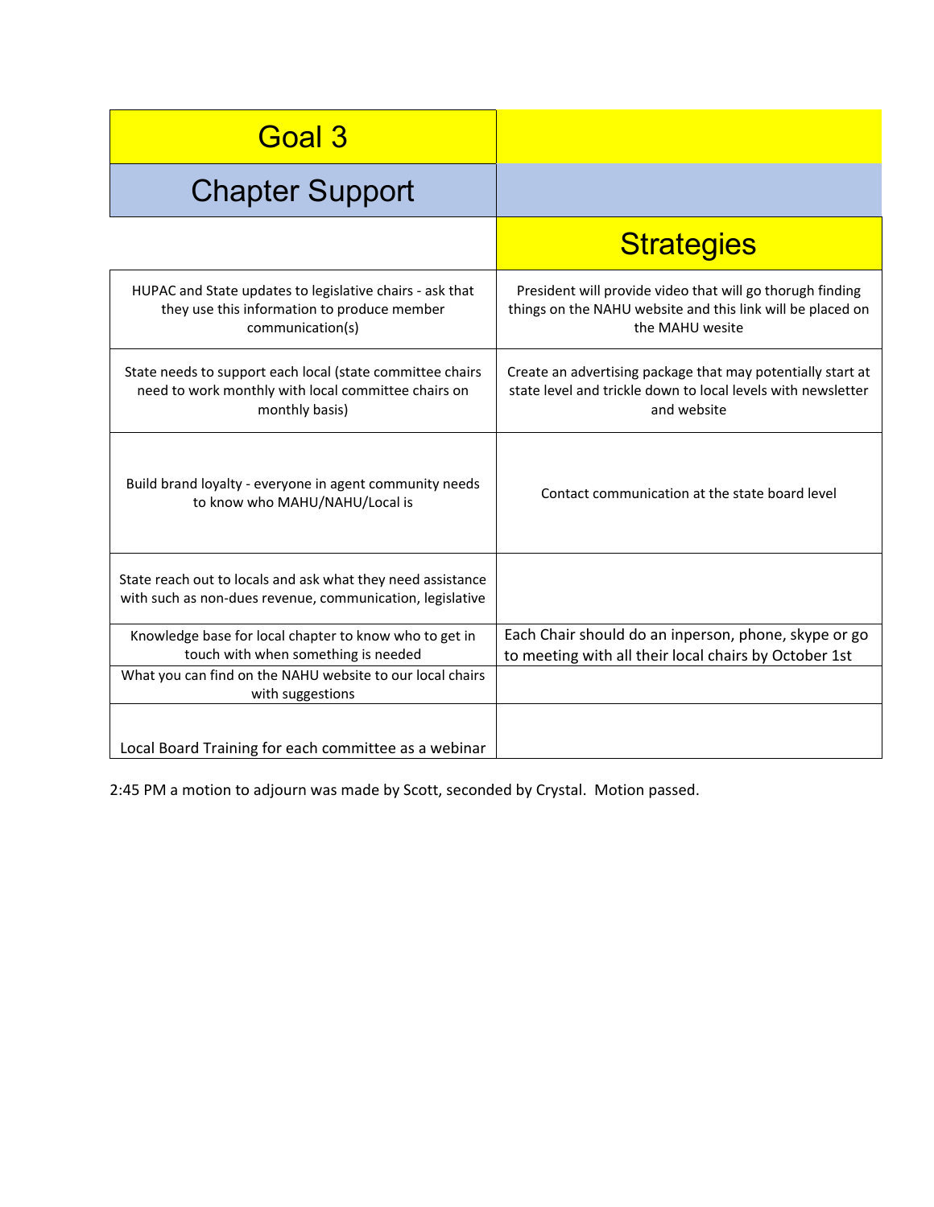| Goal 3 | |
|---|---|
| Chapter Support | |
| | Strategies |
| HUPAC and State updates to legislative chairs - ask that they use this information to produce member communication(s) | President will provide video that will go thorugh finding things on the NAHU website and this link will be placed on the MAHU wesite |
| State needs to support each local (state committee chairs need to work monthly with local committee chairs on monthly basis) | Create an advertising package that may potentially start at state level and trickle down to local levels with newsletter and website |
| Build brand loyalty - everyone in agent community needs to know who MAHU/NAHU/Local is | Contact communication at the state board level |
| State reach out to locals and ask what they need assistance with such as non-dues revenue, communication, legislative | |
| Knowledge base for local chapter to know who to get in touch with when something is needed | Each Chair should do an inperson, phone, skype or go to meeting with all their local chairs by October 1st |
| What you can find on the NAHU website to our local chairs with suggestions | |
| Local Board Training for each committee as a webinar | |

2:45 PM a motion to adjourn was made by Scott, seconded by Crystal. Motion passed.